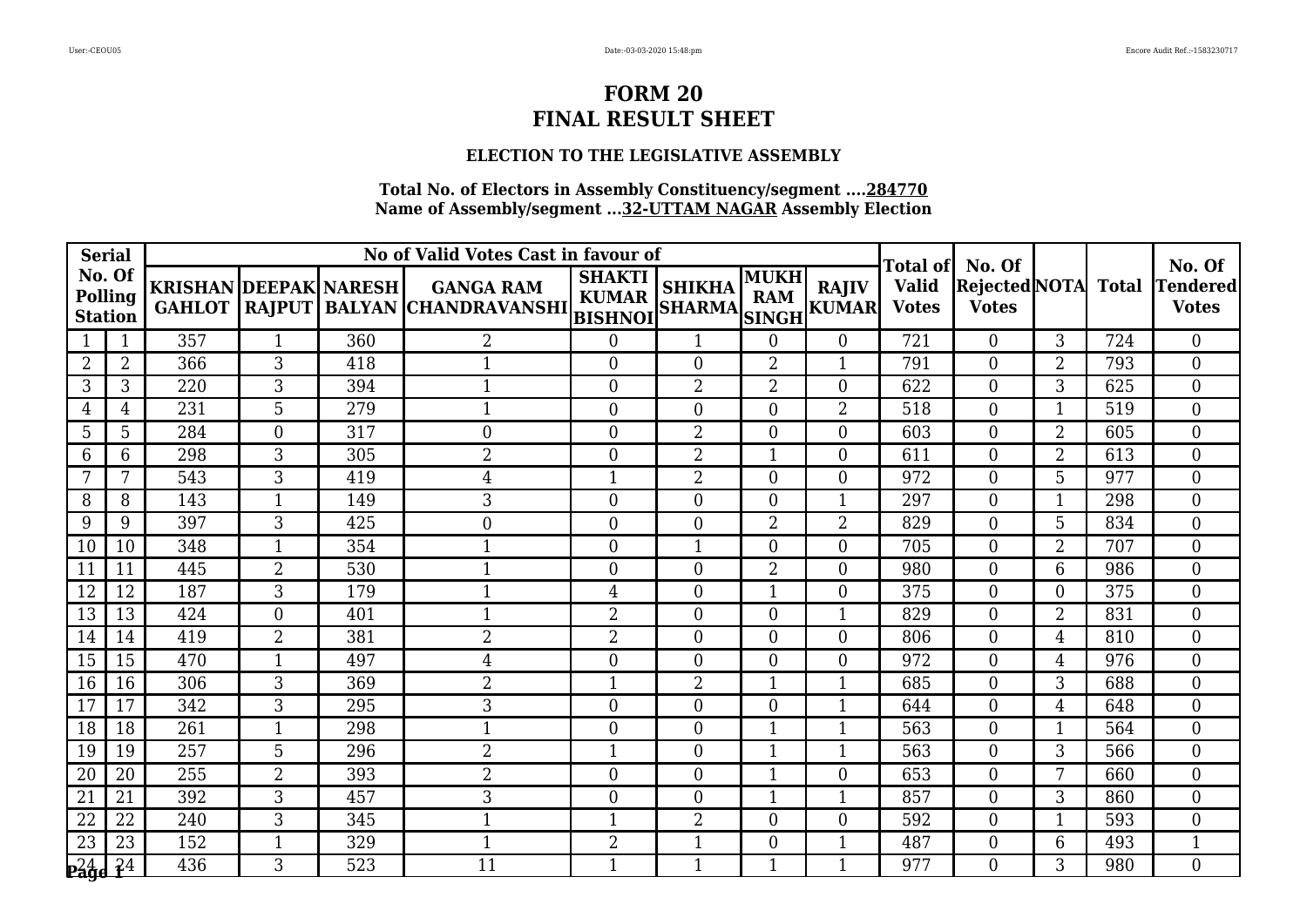# FORM 20
# FINAL RESULT SHEET

### ELECTION TO THE LEGISLATIVE ASSEMBLY

**Total No. of Electors in Assembly Constituency/segment ....284770**
**Name of Assembly/segment ...32-UTTAM NAGAR Assembly Election**

| Serial No. Of Polling Station | | No of Valid Votes Cast in favour of | | | | | | | | Total of Valid Votes | No. Of Rejected Votes | NOTA | Total | No. Of Tendered Votes |
|---|---|---|---|---|---|---|---|---|---|---|---|---|---|---|
| | | KRISHAN GAHLOT | DEEPAK RAJPUT | NARESH BALYAN | GANGA RAM CHANDRAVANSHI | SHAKTI KUMAR BISHNOI | SHIKHA SHARMA | MUKH RAM SINGH | RAJIV KUMAR | | | | | |
| 1 | 1 | 357 | 1 | 360 | 2 | 0 | 1 | 0 | 0 | 721 | 0 | 3 | 724 | 0 |
| 2 | 2 | 366 | 3 | 418 | 1 | 0 | 0 | 2 | 1 | 791 | 0 | 2 | 793 | 0 |
| 3 | 3 | 220 | 3 | 394 | 1 | 0 | 2 | 2 | 0 | 622 | 0 | 3 | 625 | 0 |
| 4 | 4 | 231 | 5 | 279 | 1 | 0 | 0 | 0 | 2 | 518 | 0 | 1 | 519 | 0 |
| 5 | 5 | 284 | 0 | 317 | 0 | 0 | 2 | 0 | 0 | 603 | 0 | 2 | 605 | 0 |
| 6 | 6 | 298 | 3 | 305 | 2 | 0 | 2 | 1 | 0 | 611 | 0 | 2 | 613 | 0 |
| 7 | 7 | 543 | 3 | 419 | 4 | 1 | 2 | 0 | 0 | 972 | 0 | 5 | 977 | 0 |
| 8 | 8 | 143 | 1 | 149 | 3 | 0 | 0 | 0 | 1 | 297 | 0 | 1 | 298 | 0 |
| 9 | 9 | 397 | 3 | 425 | 0 | 0 | 0 | 2 | 2 | 829 | 0 | 5 | 834 | 0 |
| 10 | 10 | 348 | 1 | 354 | 1 | 0 | 1 | 0 | 0 | 705 | 0 | 2 | 707 | 0 |
| 11 | 11 | 445 | 2 | 530 | 1 | 0 | 0 | 2 | 0 | 980 | 0 | 6 | 986 | 0 |
| 12 | 12 | 187 | 3 | 179 | 1 | 4 | 0 | 1 | 0 | 375 | 0 | 0 | 375 | 0 |
| 13 | 13 | 424 | 0 | 401 | 1 | 2 | 0 | 0 | 1 | 829 | 0 | 2 | 831 | 0 |
| 14 | 14 | 419 | 2 | 381 | 2 | 2 | 0 | 0 | 0 | 806 | 0 | 4 | 810 | 0 |
| 15 | 15 | 470 | 1 | 497 | 4 | 0 | 0 | 0 | 0 | 972 | 0 | 4 | 976 | 0 |
| 16 | 16 | 306 | 3 | 369 | 2 | 1 | 2 | 1 | 1 | 685 | 0 | 3 | 688 | 0 |
| 17 | 17 | 342 | 3 | 295 | 3 | 0 | 0 | 0 | 1 | 644 | 0 | 4 | 648 | 0 |
| 18 | 18 | 261 | 1 | 298 | 1 | 0 | 0 | 1 | 1 | 563 | 0 | 1 | 564 | 0 |
| 19 | 19 | 257 | 5 | 296 | 2 | 1 | 0 | 1 | 1 | 563 | 0 | 3 | 566 | 0 |
| 20 | 20 | 255 | 2 | 393 | 2 | 0 | 0 | 1 | 0 | 653 | 0 | 7 | 660 | 0 |
| 21 | 21 | 392 | 3 | 457 | 3 | 0 | 0 | 1 | 1 | 857 | 0 | 3 | 860 | 0 |
| 22 | 22 | 240 | 3 | 345 | 1 | 1 | 2 | 0 | 0 | 592 | 0 | 1 | 593 | 0 |
| 23 | 23 | 152 | 1 | 329 | 1 | 2 | 1 | 0 | 1 | 487 | 0 | 6 | 493 | 1 |
| 24 | 24 | 436 | 3 | 523 | 11 | 1 | 1 | 1 | 1 | 977 | 0 | 3 | 980 | 0 |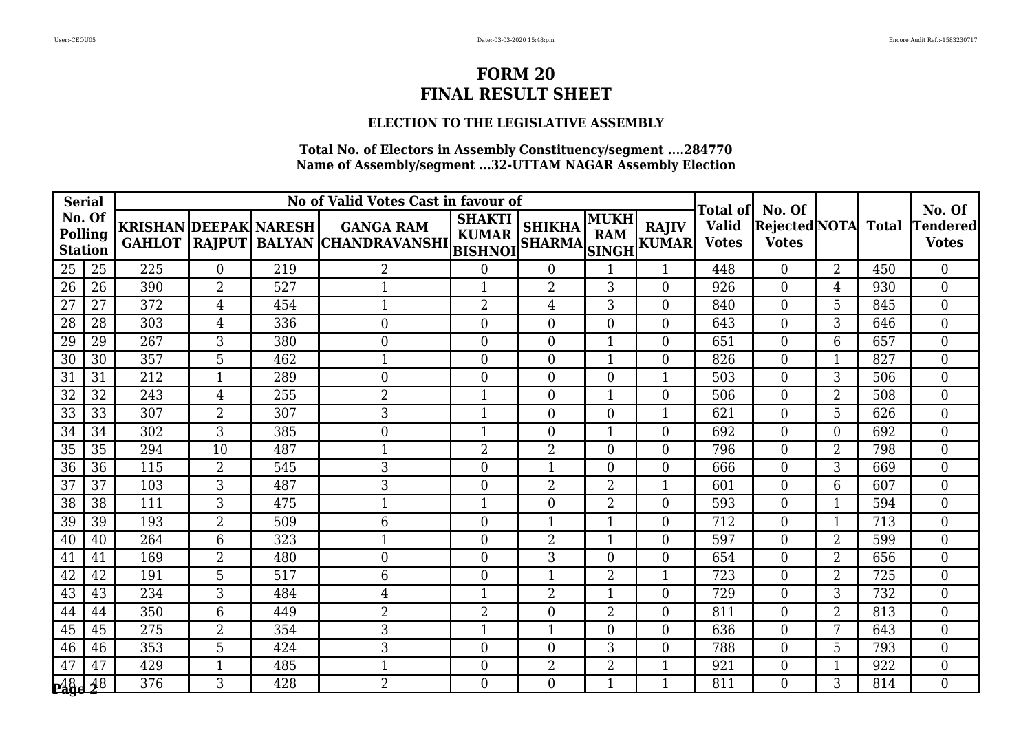# FORM 20
# FINAL RESULT SHEET

### ELECTION TO THE LEGISLATIVE ASSEMBLY

**Total No. of Electors in Assembly Constituency/segment ....284770**
**Name of Assembly/segment ...32-UTTAM NAGAR Assembly Election**

| Serial No. Of Polling Station | | No of Valid Votes Cast in favour of | | | | | | | | Total of Valid Votes | No. Of Rejected Votes | NOTA | Total | No. Of Tendered Votes |
|---|---|---|---|---|---|---|---|---|---|---|---|---|---|---|
| | | KRISHAN GAHLOT | DEEPAK RAJPUT | NARESH BALYAN | GANGA RAM CHANDRAVANSHI | SHAKTI KUMAR BISHNOI | SHIKHA SHARMA | MUKH RAM SINGH | RAJIV KUMAR | | | | | |
| 25 | 25 | 225 | 0 | 219 | 2 | 0 | 0 | 1 | 1 | 448 | 0 | 2 | 450 | 0 |
| 26 | 26 | 390 | 2 | 527 | 1 | 1 | 2 | 3 | 0 | 926 | 0 | 4 | 930 | 0 |
| 27 | 27 | 372 | 4 | 454 | 1 | 2 | 4 | 3 | 0 | 840 | 0 | 5 | 845 | 0 |
| 28 | 28 | 303 | 4 | 336 | 0 | 0 | 0 | 0 | 0 | 643 | 0 | 3 | 646 | 0 |
| 29 | 29 | 267 | 3 | 380 | 0 | 0 | 0 | 1 | 0 | 651 | 0 | 6 | 657 | 0 |
| 30 | 30 | 357 | 5 | 462 | 1 | 0 | 0 | 1 | 0 | 826 | 0 | 1 | 827 | 0 |
| 31 | 31 | 212 | 1 | 289 | 0 | 0 | 0 | 0 | 1 | 503 | 0 | 3 | 506 | 0 |
| 32 | 32 | 243 | 4 | 255 | 2 | 1 | 0 | 1 | 0 | 506 | 0 | 2 | 508 | 0 |
| 33 | 33 | 307 | 2 | 307 | 3 | 1 | 0 | 0 | 1 | 621 | 0 | 5 | 626 | 0 |
| 34 | 34 | 302 | 3 | 385 | 0 | 1 | 0 | 1 | 0 | 692 | 0 | 0 | 692 | 0 |
| 35 | 35 | 294 | 10 | 487 | 1 | 2 | 2 | 0 | 0 | 796 | 0 | 2 | 798 | 0 |
| 36 | 36 | 115 | 2 | 545 | 3 | 0 | 1 | 0 | 0 | 666 | 0 | 3 | 669 | 0 |
| 37 | 37 | 103 | 3 | 487 | 3 | 0 | 2 | 2 | 1 | 601 | 0 | 6 | 607 | 0 |
| 38 | 38 | 111 | 3 | 475 | 1 | 1 | 0 | 2 | 0 | 593 | 0 | 1 | 594 | 0 |
| 39 | 39 | 193 | 2 | 509 | 6 | 0 | 1 | 1 | 0 | 712 | 0 | 1 | 713 | 0 |
| 40 | 40 | 264 | 6 | 323 | 1 | 0 | 2 | 1 | 0 | 597 | 0 | 2 | 599 | 0 |
| 41 | 41 | 169 | 2 | 480 | 0 | 0 | 3 | 0 | 0 | 654 | 0 | 2 | 656 | 0 |
| 42 | 42 | 191 | 5 | 517 | 6 | 0 | 1 | 2 | 1 | 723 | 0 | 2 | 725 | 0 |
| 43 | 43 | 234 | 3 | 484 | 4 | 1 | 2 | 1 | 0 | 729 | 0 | 3 | 732 | 0 |
| 44 | 44 | 350 | 6 | 449 | 2 | 2 | 0 | 2 | 0 | 811 | 0 | 2 | 813 | 0 |
| 45 | 45 | 275 | 2 | 354 | 3 | 1 | 1 | 0 | 0 | 636 | 0 | 7 | 643 | 0 |
| 46 | 46 | 353 | 5 | 424 | 3 | 0 | 0 | 3 | 0 | 788 | 0 | 5 | 793 | 0 |
| 47 | 47 | 429 | 1 | 485 | 1 | 0 | 2 | 2 | 1 | 921 | 0 | 1 | 922 | 0 |
| 48 | 48 | 376 | 3 | 428 | 2 | 0 | 0 | 1 | 1 | 811 | 0 | 3 | 814 | 0 |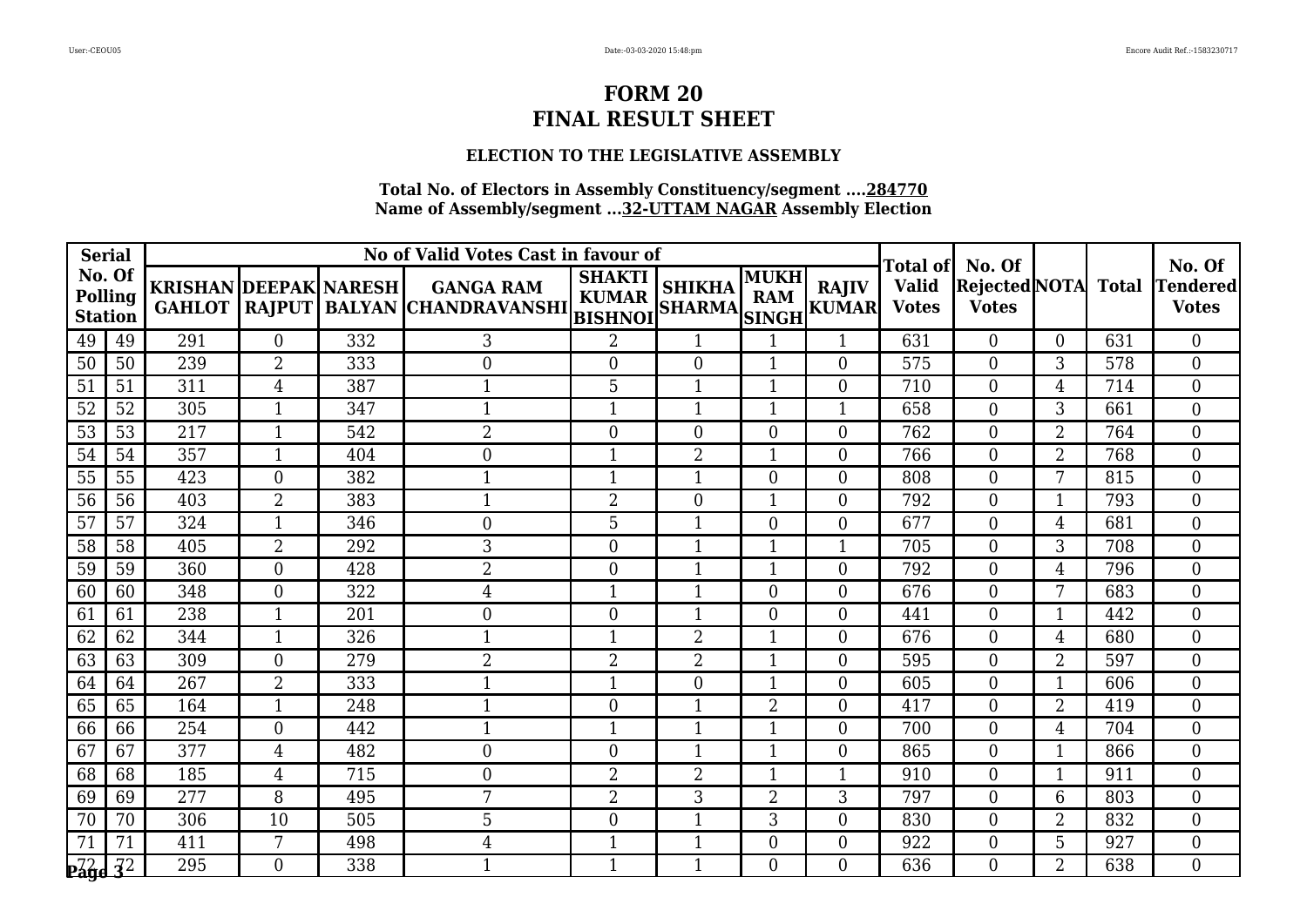# FORM 20
# FINAL RESULT SHEET

### ELECTION TO THE LEGISLATIVE ASSEMBLY

**Total No. of Electors in Assembly Constituency/segment ....284770**
**Name of Assembly/segment ...32-UTTAM NAGAR Assembly Election**

| Serial No. Of Polling Station | | No of Valid Votes Cast in favour of | | | | | | | | Total of Valid Votes | No. Of Rejected Votes | NOTA | Total | No. Of Tendered Votes |
|---|---|---|---|---|---|---|---|---|---|---|---|---|---|---|
| | | KRISHAN GAHLOT | DEEPAK RAJPUT | NARESH BALYAN | GANGA RAM CHANDRAVANSHI | SHAKTI KUMAR BISHNOI | SHIKHA SHARMA | MUKH RAM SINGH | RAJIV KUMAR | | | | | |
| 49 | 49 | 291 | 0 | 332 | 3 | 2 | 1 | 1 | 1 | 631 | 0 | 0 | 631 | 0 |
| 50 | 50 | 239 | 2 | 333 | 0 | 0 | 0 | 1 | 0 | 575 | 0 | 3 | 578 | 0 |
| 51 | 51 | 311 | 4 | 387 | 1 | 5 | 1 | 1 | 0 | 710 | 0 | 4 | 714 | 0 |
| 52 | 52 | 305 | 1 | 347 | 1 | 1 | 1 | 1 | 1 | 658 | 0 | 3 | 661 | 0 |
| 53 | 53 | 217 | 1 | 542 | 2 | 0 | 0 | 0 | 0 | 762 | 0 | 2 | 764 | 0 |
| 54 | 54 | 357 | 1 | 404 | 0 | 1 | 2 | 1 | 0 | 766 | 0 | 2 | 768 | 0 |
| 55 | 55 | 423 | 0 | 382 | 1 | 1 | 1 | 0 | 0 | 808 | 0 | 7 | 815 | 0 |
| 56 | 56 | 403 | 2 | 383 | 1 | 2 | 0 | 1 | 0 | 792 | 0 | 1 | 793 | 0 |
| 57 | 57 | 324 | 1 | 346 | 0 | 5 | 1 | 0 | 0 | 677 | 0 | 4 | 681 | 0 |
| 58 | 58 | 405 | 2 | 292 | 3 | 0 | 1 | 1 | 1 | 705 | 0 | 3 | 708 | 0 |
| 59 | 59 | 360 | 0 | 428 | 2 | 0 | 1 | 1 | 0 | 792 | 0 | 4 | 796 | 0 |
| 60 | 60 | 348 | 0 | 322 | 4 | 1 | 1 | 0 | 0 | 676 | 0 | 7 | 683 | 0 |
| 61 | 61 | 238 | 1 | 201 | 0 | 0 | 1 | 0 | 0 | 441 | 0 | 1 | 442 | 0 |
| 62 | 62 | 344 | 1 | 326 | 1 | 1 | 2 | 1 | 0 | 676 | 0 | 4 | 680 | 0 |
| 63 | 63 | 309 | 0 | 279 | 2 | 2 | 2 | 1 | 0 | 595 | 0 | 2 | 597 | 0 |
| 64 | 64 | 267 | 2 | 333 | 1 | 1 | 0 | 1 | 0 | 605 | 0 | 1 | 606 | 0 |
| 65 | 65 | 164 | 1 | 248 | 1 | 0 | 1 | 2 | 0 | 417 | 0 | 2 | 419 | 0 |
| 66 | 66 | 254 | 0 | 442 | 1 | 1 | 1 | 1 | 0 | 700 | 0 | 4 | 704 | 0 |
| 67 | 67 | 377 | 4 | 482 | 0 | 0 | 1 | 1 | 0 | 865 | 0 | 1 | 866 | 0 |
| 68 | 68 | 185 | 4 | 715 | 0 | 2 | 2 | 1 | 1 | 910 | 0 | 1 | 911 | 0 |
| 69 | 69 | 277 | 8 | 495 | 7 | 2 | 3 | 2 | 3 | 797 | 0 | 6 | 803 | 0 |
| 70 | 70 | 306 | 10 | 505 | 5 | 0 | 1 | 3 | 0 | 830 | 0 | 2 | 832 | 0 |
| 71 | 71 | 411 | 7 | 498 | 4 | 1 | 1 | 0 | 0 | 922 | 0 | 5 | 927 | 0 |
| 72 | 72 | 295 | 0 | 338 | 1 | 1 | 1 | 0 | 0 | 636 | 0 | 2 | 638 | 0 |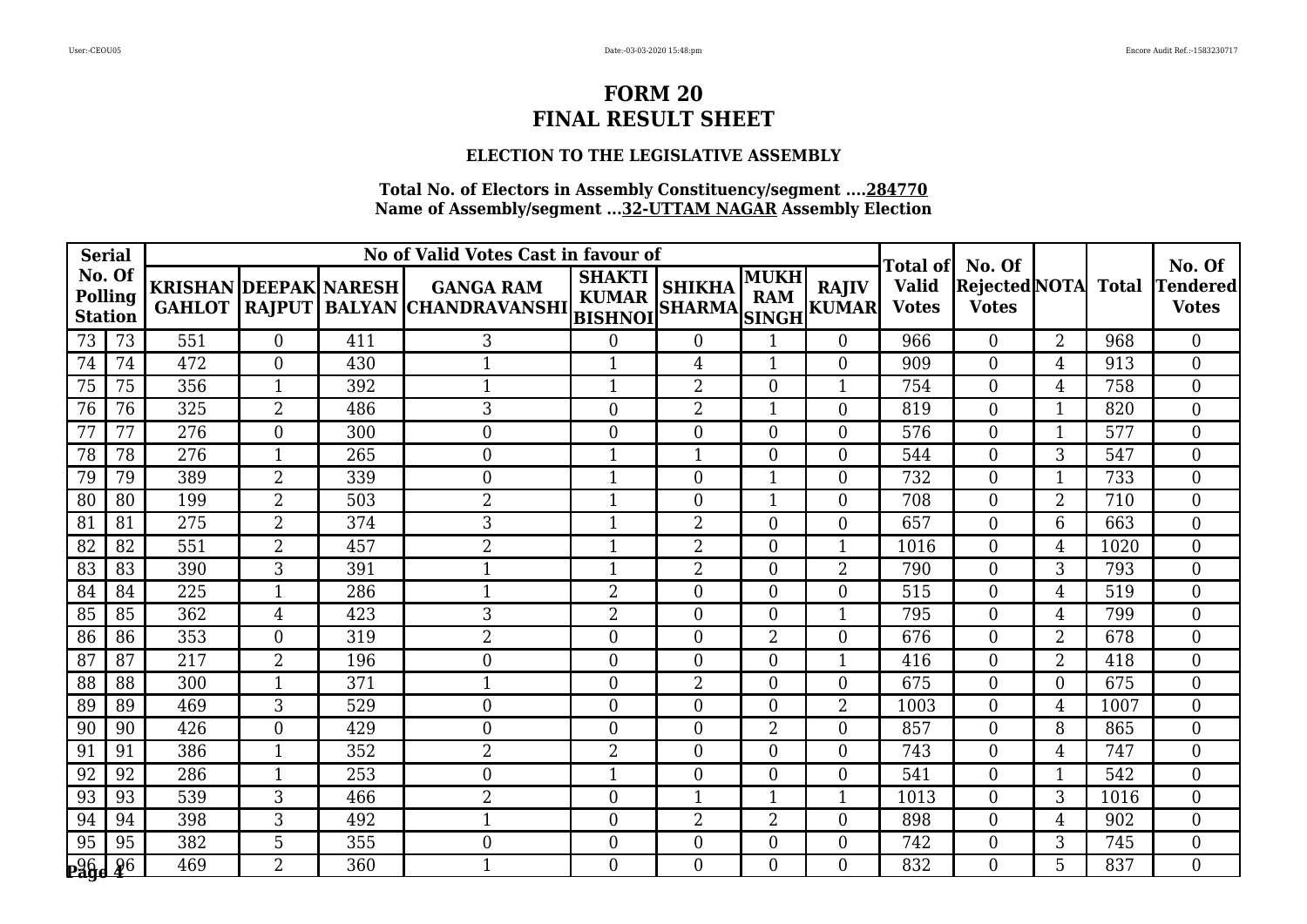# FORM 20
# FINAL RESULT SHEET

### ELECTION TO THE LEGISLATIVE ASSEMBLY

**Total No. of Electors in Assembly Constituency/segment ....284770**
**Name of Assembly/segment ...32-UTTAM NAGAR Assembly Election**

| Serial No. Of Polling Station | | No of Valid Votes Cast in favour of | | | | | | | | Total of Valid Votes | No. Of Rejected Votes | NOTA | Total | No. Of Tendered Votes |
|---|---|---|---|---|---|---|---|---|---|---|---|---|---|---|
| | | KRISHAN GAHLOT | DEEPAK RAJPUT | NARESH BALYAN | GANGA RAM CHANDRAVANSHI | SHAKTI KUMAR BISHNOI | SHIKHA SHARMA | MUKH RAM SINGH | RAJIV KUMAR | | | | | |
| 73 | 73 | 551 | 0 | 411 | 3 | 0 | 0 | 1 | 0 | 966 | 0 | 2 | 968 | 0 |
| 74 | 74 | 472 | 0 | 430 | 1 | 1 | 4 | 1 | 0 | 909 | 0 | 4 | 913 | 0 |
| 75 | 75 | 356 | 1 | 392 | 1 | 1 | 2 | 0 | 1 | 754 | 0 | 4 | 758 | 0 |
| 76 | 76 | 325 | 2 | 486 | 3 | 0 | 2 | 1 | 0 | 819 | 0 | 1 | 820 | 0 |
| 77 | 77 | 276 | 0 | 300 | 0 | 0 | 0 | 0 | 0 | 576 | 0 | 1 | 577 | 0 |
| 78 | 78 | 276 | 1 | 265 | 0 | 1 | 1 | 0 | 0 | 544 | 0 | 3 | 547 | 0 |
| 79 | 79 | 389 | 2 | 339 | 0 | 1 | 0 | 1 | 0 | 732 | 0 | 1 | 733 | 0 |
| 80 | 80 | 199 | 2 | 503 | 2 | 1 | 0 | 1 | 0 | 708 | 0 | 2 | 710 | 0 |
| 81 | 81 | 275 | 2 | 374 | 3 | 1 | 2 | 0 | 0 | 657 | 0 | 6 | 663 | 0 |
| 82 | 82 | 551 | 2 | 457 | 2 | 1 | 2 | 0 | 1 | 1016 | 0 | 4 | 1020 | 0 |
| 83 | 83 | 390 | 3 | 391 | 1 | 1 | 2 | 0 | 2 | 790 | 0 | 3 | 793 | 0 |
| 84 | 84 | 225 | 1 | 286 | 1 | 2 | 0 | 0 | 0 | 515 | 0 | 4 | 519 | 0 |
| 85 | 85 | 362 | 4 | 423 | 3 | 2 | 0 | 0 | 1 | 795 | 0 | 4 | 799 | 0 |
| 86 | 86 | 353 | 0 | 319 | 2 | 0 | 0 | 2 | 0 | 676 | 0 | 2 | 678 | 0 |
| 87 | 87 | 217 | 2 | 196 | 0 | 0 | 0 | 0 | 1 | 416 | 0 | 2 | 418 | 0 |
| 88 | 88 | 300 | 1 | 371 | 1 | 0 | 2 | 0 | 0 | 675 | 0 | 0 | 675 | 0 |
| 89 | 89 | 469 | 3 | 529 | 0 | 0 | 0 | 0 | 2 | 1003 | 0 | 4 | 1007 | 0 |
| 90 | 90 | 426 | 0 | 429 | 0 | 0 | 0 | 2 | 0 | 857 | 0 | 8 | 865 | 0 |
| 91 | 91 | 386 | 1 | 352 | 2 | 2 | 0 | 0 | 0 | 743 | 0 | 4 | 747 | 0 |
| 92 | 92 | 286 | 1 | 253 | 0 | 1 | 0 | 0 | 0 | 541 | 0 | 1 | 542 | 0 |
| 93 | 93 | 539 | 3 | 466 | 2 | 0 | 1 | 1 | 1 | 1013 | 0 | 3 | 1016 | 0 |
| 94 | 94 | 398 | 3 | 492 | 1 | 0 | 2 | 2 | 0 | 898 | 0 | 4 | 902 | 0 |
| 95 | 95 | 382 | 5 | 355 | 0 | 0 | 0 | 0 | 0 | 742 | 0 | 3 | 745 | 0 |
| 96 | 96 | 469 | 2 | 360 | 1 | 0 | 0 | 0 | 0 | 832 | 0 | 5 | 837 | 0 |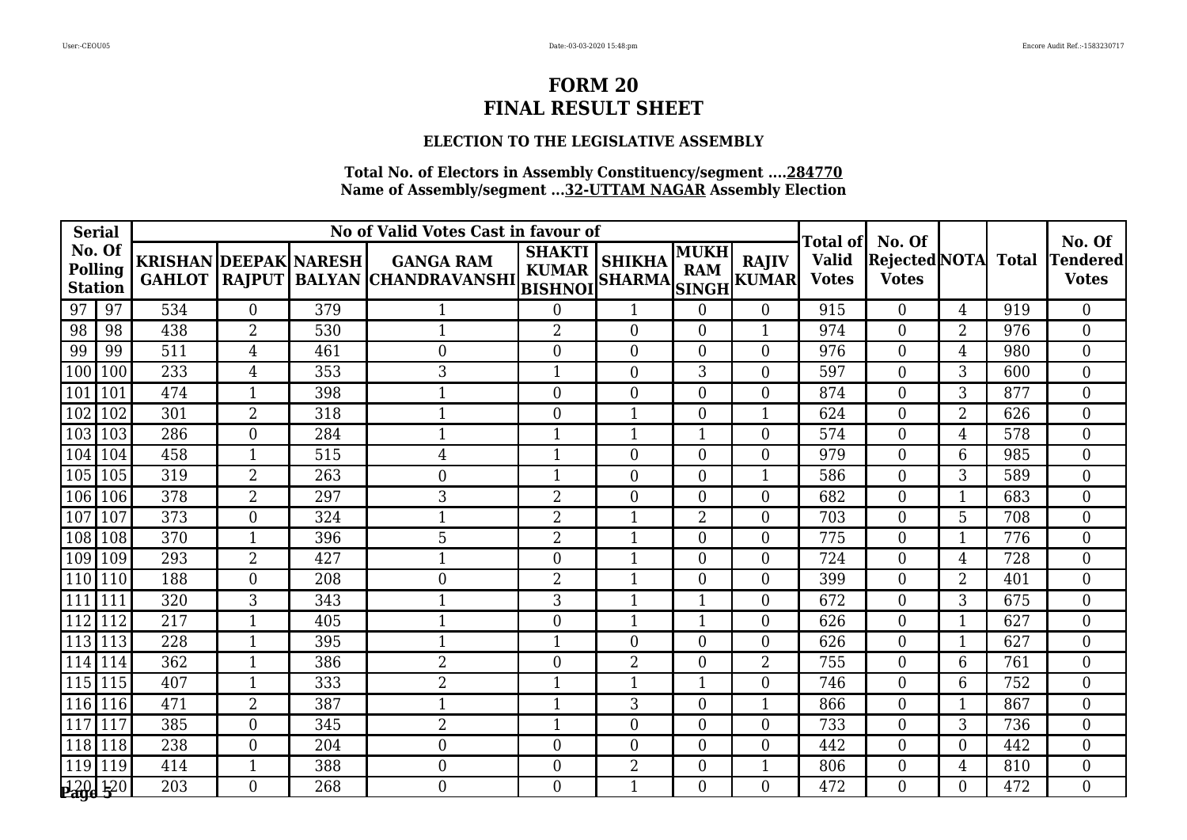# FORM 20
# FINAL RESULT SHEET

### ELECTION TO THE LEGISLATIVE ASSEMBLY

**Total No. of Electors in Assembly Constituency/segment ....284770**
**Name of Assembly/segment ...32-UTTAM NAGAR Assembly Election**

| Serial No. Of Polling Station | | KRISHAN GAHLOT | DEEPAK RAJPUT | NARESH BALYAN | GANGA RAM CHANDRAVANSHI | SHAKTI KUMAR BISHNOI | SHIKHA SHARMA | MUKH RAM SINGH | RAJIV KUMAR | Total of Valid Votes | No. Of Rejected Votes | NOTA | Total | No. Of Tendered Votes |
|---|---|---|---|---|---|---|---|---|---|---|---|---|---|---|
| 97 | 97 | 534 | 0 | 379 | 1 | 0 | 1 | 0 | 0 | 915 | 0 | 4 | 919 | 0 |
| 98 | 98 | 438 | 2 | 530 | 1 | 2 | 0 | 0 | 1 | 974 | 0 | 2 | 976 | 0 |
| 99 | 99 | 511 | 4 | 461 | 0 | 0 | 0 | 0 | 0 | 976 | 0 | 4 | 980 | 0 |
| 100 | 100 | 233 | 4 | 353 | 3 | 1 | 0 | 3 | 0 | 597 | 0 | 3 | 600 | 0 |
| 101 | 101 | 474 | 1 | 398 | 1 | 0 | 0 | 0 | 0 | 874 | 0 | 3 | 877 | 0 |
| 102 | 102 | 301 | 2 | 318 | 1 | 0 | 1 | 0 | 1 | 624 | 0 | 2 | 626 | 0 |
| 103 | 103 | 286 | 0 | 284 | 1 | 1 | 1 | 1 | 0 | 574 | 0 | 4 | 578 | 0 |
| 104 | 104 | 458 | 1 | 515 | 4 | 1 | 0 | 0 | 0 | 979 | 0 | 6 | 985 | 0 |
| 105 | 105 | 319 | 2 | 263 | 0 | 1 | 0 | 0 | 1 | 586 | 0 | 3 | 589 | 0 |
| 106 | 106 | 378 | 2 | 297 | 3 | 2 | 0 | 0 | 0 | 682 | 0 | 1 | 683 | 0 |
| 107 | 107 | 373 | 0 | 324 | 1 | 2 | 1 | 2 | 0 | 703 | 0 | 5 | 708 | 0 |
| 108 | 108 | 370 | 1 | 396 | 5 | 2 | 1 | 0 | 0 | 775 | 0 | 1 | 776 | 0 |
| 109 | 109 | 293 | 2 | 427 | 1 | 0 | 1 | 0 | 0 | 724 | 0 | 4 | 728 | 0 |
| 110 | 110 | 188 | 0 | 208 | 0 | 2 | 1 | 0 | 0 | 399 | 0 | 2 | 401 | 0 |
| 111 | 111 | 320 | 3 | 343 | 1 | 3 | 1 | 1 | 0 | 672 | 0 | 3 | 675 | 0 |
| 112 | 112 | 217 | 1 | 405 | 1 | 0 | 1 | 1 | 0 | 626 | 0 | 1 | 627 | 0 |
| 113 | 113 | 228 | 1 | 395 | 1 | 1 | 0 | 0 | 0 | 626 | 0 | 1 | 627 | 0 |
| 114 | 114 | 362 | 1 | 386 | 2 | 0 | 2 | 0 | 2 | 755 | 0 | 6 | 761 | 0 |
| 115 | 115 | 407 | 1 | 333 | 2 | 1 | 1 | 1 | 0 | 746 | 0 | 6 | 752 | 0 |
| 116 | 116 | 471 | 2 | 387 | 1 | 1 | 3 | 0 | 1 | 866 | 0 | 1 | 867 | 0 |
| 117 | 117 | 385 | 0 | 345 | 2 | 1 | 0 | 0 | 0 | 733 | 0 | 3 | 736 | 0 |
| 118 | 118 | 238 | 0 | 204 | 0 | 0 | 0 | 0 | 0 | 442 | 0 | 0 | 442 | 0 |
| 119 | 119 | 414 | 1 | 388 | 0 | 0 | 2 | 0 | 1 | 806 | 0 | 4 | 810 | 0 |
| 120 | 120 | 203 | 0 | 268 | 0 | 0 | 1 | 0 | 0 | 472 | 0 | 0 | 472 | 0 |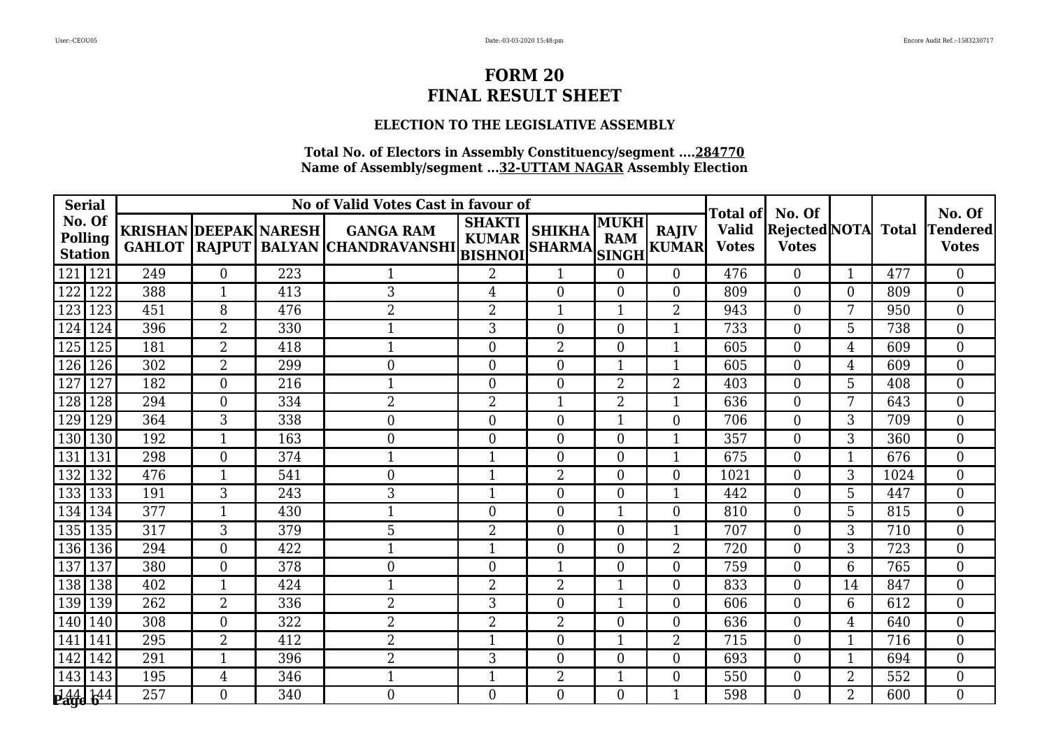# FORM 20
# FINAL RESULT SHEET

### ELECTION TO THE LEGISLATIVE ASSEMBLY

**Total No. of Electors in Assembly Constituency/segment ....284770**
**Name of Assembly/segment ...32-UTTAM NAGAR Assembly Election**

| Serial No. Of Polling Station | | No of Valid Votes Cast in favour of | | | | | | | | Total of Valid Votes | No. Of Rejected Votes | NOTA | Total | No. Of Tendered Votes |
|---|---|---|---|---|---|---|---|---|---|---|---|---|---|---|
| | | KRISHAN GAHLOT | DEEPAK RAJPUT | NARESH BALYAN | GANGA RAM CHANDRAVANSHI | SHAKTI KUMAR BISHNOI | SHIKHA SHARMA | MUKH RAM SINGH | RAJIV KUMAR | | | | | |
| 121 | 121 | 249 | 0 | 223 | 1 | 2 | 1 | 0 | 0 | 476 | 0 | 1 | 477 | 0 |
| 122 | 122 | 388 | 1 | 413 | 3 | 4 | 0 | 0 | 0 | 809 | 0 | 0 | 809 | 0 |
| 123 | 123 | 451 | 8 | 476 | 2 | 2 | 1 | 1 | 2 | 943 | 0 | 7 | 950 | 0 |
| 124 | 124 | 396 | 2 | 330 | 1 | 3 | 0 | 0 | 1 | 733 | 0 | 5 | 738 | 0 |
| 125 | 125 | 181 | 2 | 418 | 1 | 0 | 2 | 0 | 1 | 605 | 0 | 4 | 609 | 0 |
| 126 | 126 | 302 | 2 | 299 | 0 | 0 | 0 | 1 | 1 | 605 | 0 | 4 | 609 | 0 |
| 127 | 127 | 182 | 0 | 216 | 1 | 0 | 0 | 2 | 2 | 403 | 0 | 5 | 408 | 0 |
| 128 | 128 | 294 | 0 | 334 | 2 | 2 | 1 | 2 | 1 | 636 | 0 | 7 | 643 | 0 |
| 129 | 129 | 364 | 3 | 338 | 0 | 0 | 0 | 1 | 0 | 706 | 0 | 3 | 709 | 0 |
| 130 | 130 | 192 | 1 | 163 | 0 | 0 | 0 | 0 | 1 | 357 | 0 | 3 | 360 | 0 |
| 131 | 131 | 298 | 0 | 374 | 1 | 1 | 0 | 0 | 1 | 675 | 0 | 1 | 676 | 0 |
| 132 | 132 | 476 | 1 | 541 | 0 | 1 | 2 | 0 | 0 | 1021 | 0 | 3 | 1024 | 0 |
| 133 | 133 | 191 | 3 | 243 | 3 | 1 | 0 | 0 | 1 | 442 | 0 | 5 | 447 | 0 |
| 134 | 134 | 377 | 1 | 430 | 1 | 0 | 0 | 1 | 0 | 810 | 0 | 5 | 815 | 0 |
| 135 | 135 | 317 | 3 | 379 | 5 | 2 | 0 | 0 | 1 | 707 | 0 | 3 | 710 | 0 |
| 136 | 136 | 294 | 0 | 422 | 1 | 1 | 0 | 0 | 2 | 720 | 0 | 3 | 723 | 0 |
| 137 | 137 | 380 | 0 | 378 | 0 | 0 | 1 | 0 | 0 | 759 | 0 | 6 | 765 | 0 |
| 138 | 138 | 402 | 1 | 424 | 1 | 2 | 2 | 1 | 0 | 833 | 0 | 14 | 847 | 0 |
| 139 | 139 | 262 | 2 | 336 | 2 | 3 | 0 | 1 | 0 | 606 | 0 | 6 | 612 | 0 |
| 140 | 140 | 308 | 0 | 322 | 2 | 2 | 2 | 0 | 0 | 636 | 0 | 4 | 640 | 0 |
| 141 | 141 | 295 | 2 | 412 | 2 | 1 | 0 | 1 | 2 | 715 | 0 | 1 | 716 | 0 |
| 142 | 142 | 291 | 1 | 396 | 2 | 3 | 0 | 0 | 0 | 693 | 0 | 1 | 694 | 0 |
| 143 | 143 | 195 | 4 | 346 | 1 | 1 | 2 | 1 | 0 | 550 | 0 | 2 | 552 | 0 |
| 144 | 144 | 257 | 0 | 340 | 0 | 0 | 0 | 0 | 1 | 598 | 0 | 2 | 600 | 0 |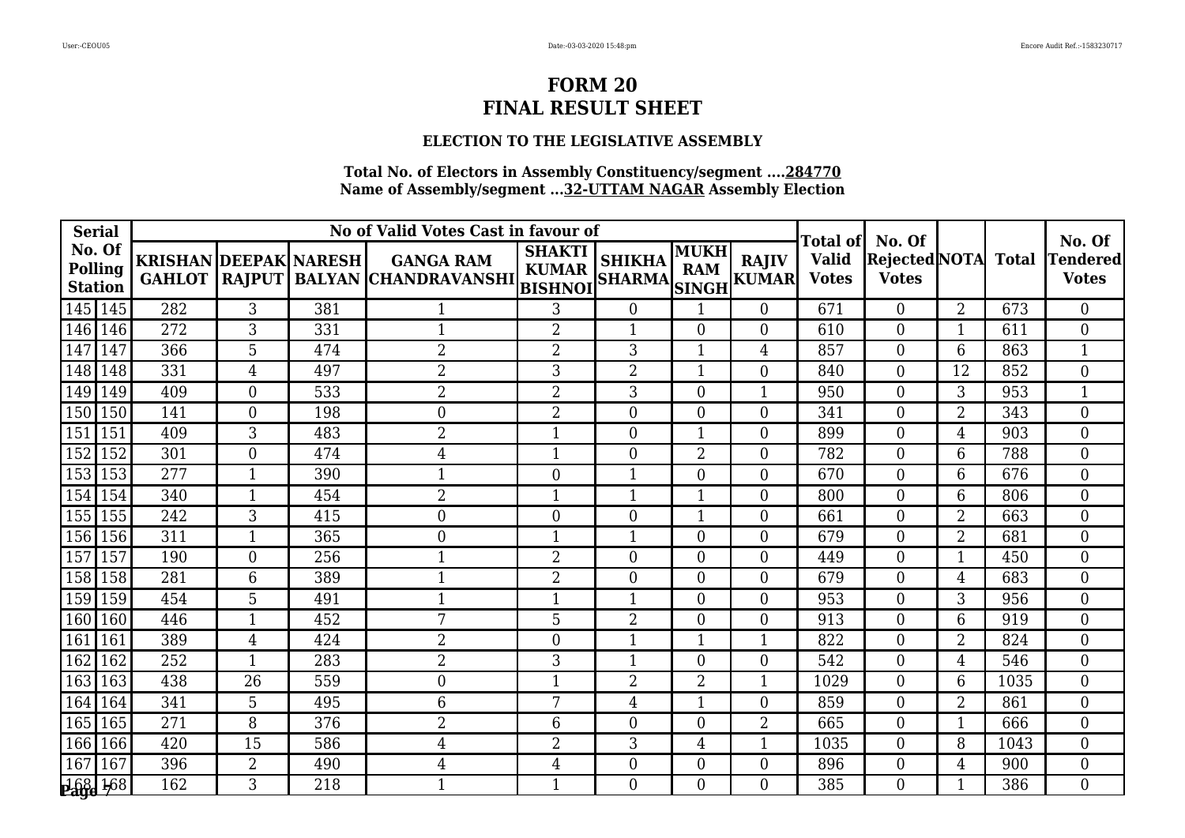# FORM 20
# FINAL RESULT SHEET

### ELECTION TO THE LEGISLATIVE ASSEMBLY

**Total No. of Electors in Assembly Constituency/segment ....284770**
**Name of Assembly/segment ...32-UTTAM NAGAR Assembly Election**

| Serial No. Of Polling Station | | No of Valid Votes Cast in favour of | | | | | | | | Total of Valid Votes | No. Of Rejected Votes | NOTA | Total | No. Of Tendered Votes |
|---|---|---|---|---|---|---|---|---|---|---|---|---|---|---|
| | | KRISHAN GAHLOT | DEEPAK RAJPUT | NARESH BALYAN | GANGA RAM CHANDRAVANSHI | SHAKTI KUMAR BISHNOI | SHIKHA SHARMA | MUKH RAM SINGH | RAJIV KUMAR | | | | | |
| 145 | 145 | 282 | 3 | 381 | 1 | 3 | 0 | 1 | 0 | 671 | 0 | 2 | 673 | 0 |
| 146 | 146 | 272 | 3 | 331 | 1 | 2 | 1 | 0 | 0 | 610 | 0 | 1 | 611 | 0 |
| 147 | 147 | 366 | 5 | 474 | 2 | 2 | 3 | 1 | 4 | 857 | 0 | 6 | 863 | 1 |
| 148 | 148 | 331 | 4 | 497 | 2 | 3 | 2 | 1 | 0 | 840 | 0 | 12 | 852 | 0 |
| 149 | 149 | 409 | 0 | 533 | 2 | 2 | 3 | 0 | 1 | 950 | 0 | 3 | 953 | 1 |
| 150 | 150 | 141 | 0 | 198 | 0 | 2 | 0 | 0 | 0 | 341 | 0 | 2 | 343 | 0 |
| 151 | 151 | 409 | 3 | 483 | 2 | 1 | 0 | 1 | 0 | 899 | 0 | 4 | 903 | 0 |
| 152 | 152 | 301 | 0 | 474 | 4 | 1 | 0 | 2 | 0 | 782 | 0 | 6 | 788 | 0 |
| 153 | 153 | 277 | 1 | 390 | 1 | 0 | 1 | 0 | 0 | 670 | 0 | 6 | 676 | 0 |
| 154 | 154 | 340 | 1 | 454 | 2 | 1 | 1 | 1 | 0 | 800 | 0 | 6 | 806 | 0 |
| 155 | 155 | 242 | 3 | 415 | 0 | 0 | 0 | 1 | 0 | 661 | 0 | 2 | 663 | 0 |
| 156 | 156 | 311 | 1 | 365 | 0 | 1 | 1 | 0 | 0 | 679 | 0 | 2 | 681 | 0 |
| 157 | 157 | 190 | 0 | 256 | 1 | 2 | 0 | 0 | 0 | 449 | 0 | 1 | 450 | 0 |
| 158 | 158 | 281 | 6 | 389 | 1 | 2 | 0 | 0 | 0 | 679 | 0 | 4 | 683 | 0 |
| 159 | 159 | 454 | 5 | 491 | 1 | 1 | 1 | 0 | 0 | 953 | 0 | 3 | 956 | 0 |
| 160 | 160 | 446 | 1 | 452 | 7 | 5 | 2 | 0 | 0 | 913 | 0 | 6 | 919 | 0 |
| 161 | 161 | 389 | 4 | 424 | 2 | 0 | 1 | 1 | 1 | 822 | 0 | 2 | 824 | 0 |
| 162 | 162 | 252 | 1 | 283 | 2 | 3 | 1 | 0 | 0 | 542 | 0 | 4 | 546 | 0 |
| 163 | 163 | 438 | 26 | 559 | 0 | 1 | 2 | 2 | 1 | 1029 | 0 | 6 | 1035 | 0 |
| 164 | 164 | 341 | 5 | 495 | 6 | 7 | 4 | 1 | 0 | 859 | 0 | 2 | 861 | 0 |
| 165 | 165 | 271 | 8 | 376 | 2 | 6 | 0 | 0 | 2 | 665 | 0 | 1 | 666 | 0 |
| 166 | 166 | 420 | 15 | 586 | 4 | 2 | 3 | 4 | 1 | 1035 | 0 | 8 | 1043 | 0 |
| 167 | 167 | 396 | 2 | 490 | 4 | 4 | 0 | 0 | 0 | 896 | 0 | 4 | 900 | 0 |
| 168 | 168 | 162 | 3 | 218 | 1 | 1 | 0 | 0 | 0 | 385 | 0 | 1 | 386 | 0 |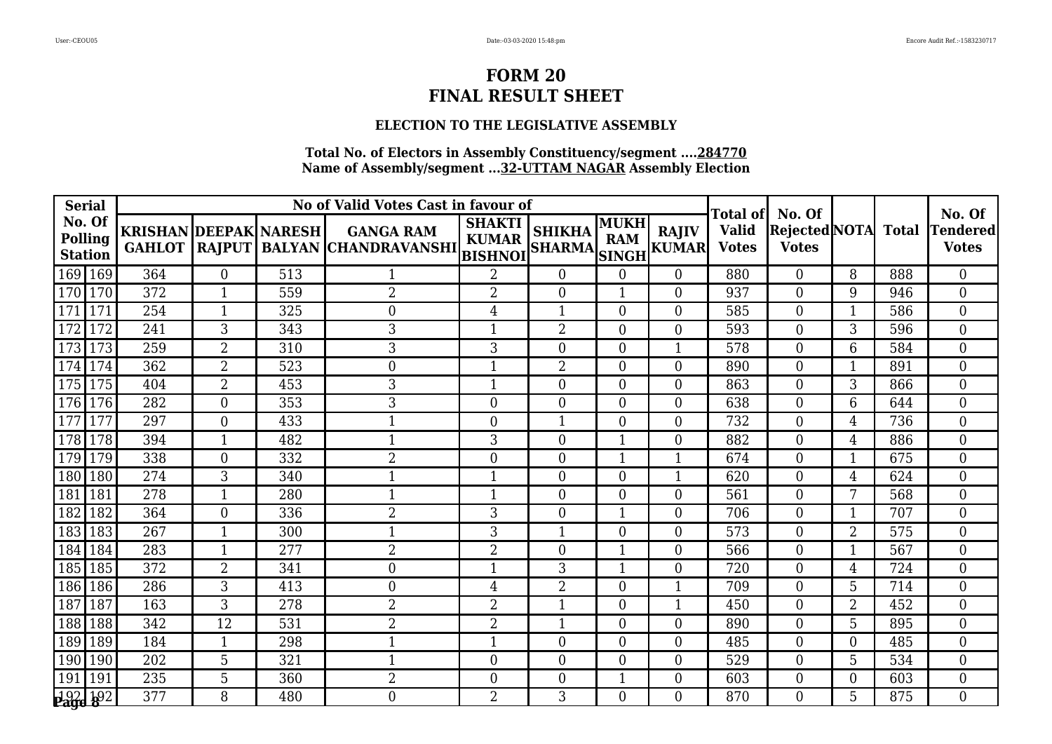# FORM 20
# FINAL RESULT SHEET

### ELECTION TO THE LEGISLATIVE ASSEMBLY

**Total No. of Electors in Assembly Constituency/segment ....284770**
**Name of Assembly/segment ...32-UTTAM NAGAR Assembly Election**

| Serial No. Of Polling Station | | No of Valid Votes Cast in favour of | | | | | | | | Total of Valid Votes | No. Of Rejected Votes | NOTA | Total | No. Of Tendered Votes |
|---|---|---|---|---|---|---|---|---|---|---|---|---|---|---|
| | | KRISHAN GAHLOT | DEEPAK RAJPUT | NARESH BALYAN | GANGA RAM CHANDRAVANSHI | SHAKTI KUMAR BISHNOI | SHIKHA SHARMA | MUKH RAM SINGH | RAJIV KUMAR | | | | | |
| 169 | 169 | 364 | 0 | 513 | 1 | 2 | 0 | 0 | 0 | 880 | 0 | 8 | 888 | 0 |
| 170 | 170 | 372 | 1 | 559 | 2 | 2 | 0 | 1 | 0 | 937 | 0 | 9 | 946 | 0 |
| 171 | 171 | 254 | 1 | 325 | 0 | 4 | 1 | 0 | 0 | 585 | 0 | 1 | 586 | 0 |
| 172 | 172 | 241 | 3 | 343 | 3 | 1 | 2 | 0 | 0 | 593 | 0 | 3 | 596 | 0 |
| 173 | 173 | 259 | 2 | 310 | 3 | 3 | 0 | 0 | 1 | 578 | 0 | 6 | 584 | 0 |
| 174 | 174 | 362 | 2 | 523 | 0 | 1 | 2 | 0 | 0 | 890 | 0 | 1 | 891 | 0 |
| 175 | 175 | 404 | 2 | 453 | 3 | 1 | 0 | 0 | 0 | 863 | 0 | 3 | 866 | 0 |
| 176 | 176 | 282 | 0 | 353 | 3 | 0 | 0 | 0 | 0 | 638 | 0 | 6 | 644 | 0 |
| 177 | 177 | 297 | 0 | 433 | 1 | 0 | 1 | 0 | 0 | 732 | 0 | 4 | 736 | 0 |
| 178 | 178 | 394 | 1 | 482 | 1 | 3 | 0 | 1 | 0 | 882 | 0 | 4 | 886 | 0 |
| 179 | 179 | 338 | 0 | 332 | 2 | 0 | 0 | 1 | 1 | 674 | 0 | 1 | 675 | 0 |
| 180 | 180 | 274 | 3 | 340 | 1 | 1 | 0 | 0 | 1 | 620 | 0 | 4 | 624 | 0 |
| 181 | 181 | 278 | 1 | 280 | 1 | 1 | 0 | 0 | 0 | 561 | 0 | 7 | 568 | 0 |
| 182 | 182 | 364 | 0 | 336 | 2 | 3 | 0 | 1 | 0 | 706 | 0 | 1 | 707 | 0 |
| 183 | 183 | 267 | 1 | 300 | 1 | 3 | 1 | 0 | 0 | 573 | 0 | 2 | 575 | 0 |
| 184 | 184 | 283 | 1 | 277 | 2 | 2 | 0 | 1 | 0 | 566 | 0 | 1 | 567 | 0 |
| 185 | 185 | 372 | 2 | 341 | 0 | 1 | 3 | 1 | 0 | 720 | 0 | 4 | 724 | 0 |
| 186 | 186 | 286 | 3 | 413 | 0 | 4 | 2 | 0 | 1 | 709 | 0 | 5 | 714 | 0 |
| 187 | 187 | 163 | 3 | 278 | 2 | 2 | 1 | 0 | 1 | 450 | 0 | 2 | 452 | 0 |
| 188 | 188 | 342 | 12 | 531 | 2 | 2 | 1 | 0 | 0 | 890 | 0 | 5 | 895 | 0 |
| 189 | 189 | 184 | 1 | 298 | 1 | 1 | 0 | 0 | 0 | 485 | 0 | 0 | 485 | 0 |
| 190 | 190 | 202 | 5 | 321 | 1 | 0 | 0 | 0 | 0 | 529 | 0 | 5 | 534 | 0 |
| 191 | 191 | 235 | 5 | 360 | 2 | 0 | 0 | 1 | 0 | 603 | 0 | 0 | 603 | 0 |
| 192 | 192 | 377 | 8 | 480 | 0 | 2 | 3 | 0 | 0 | 870 | 0 | 5 | 875 | 0 |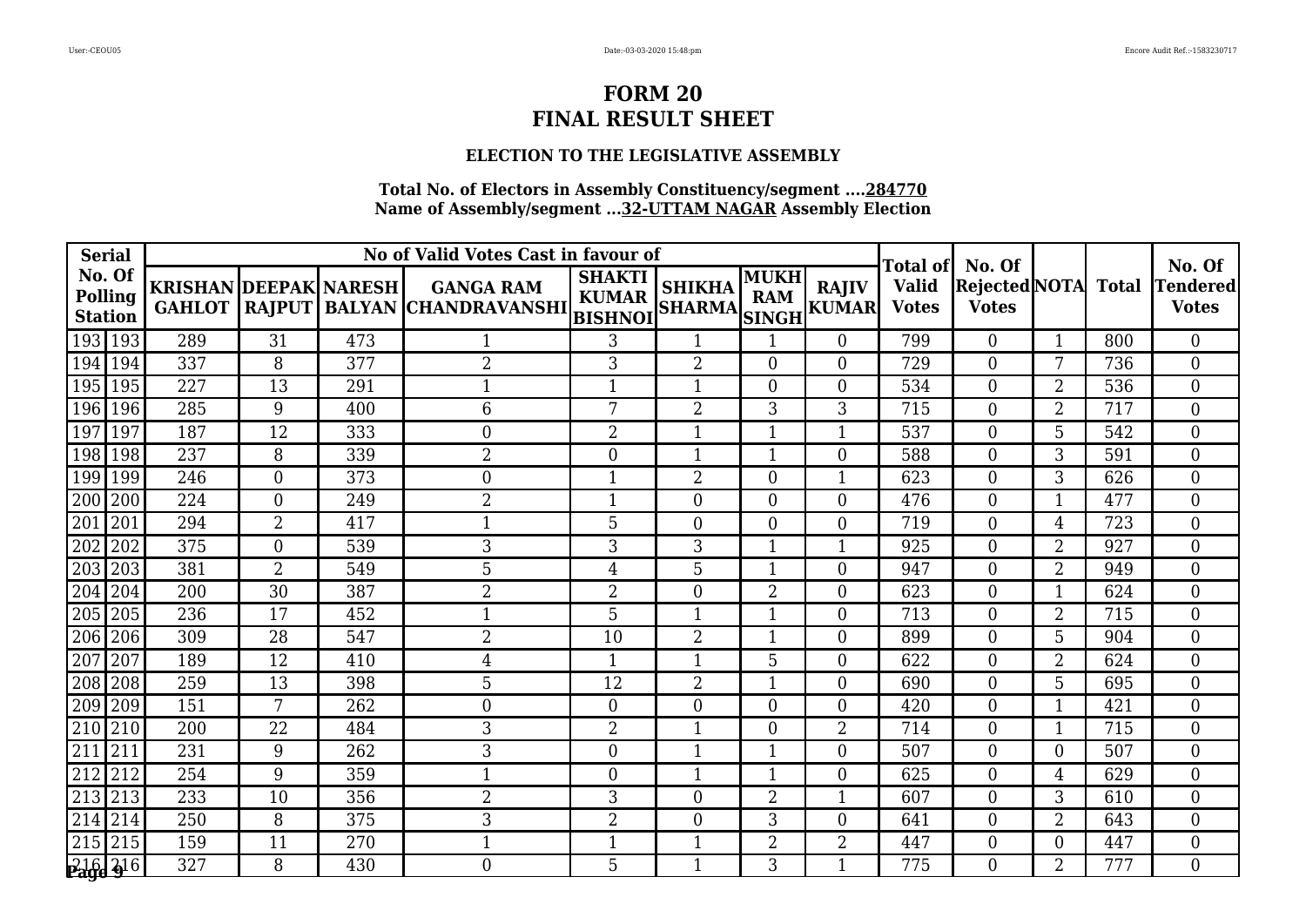# FORM 20
# FINAL RESULT SHEET

### ELECTION TO THE LEGISLATIVE ASSEMBLY

**Total No. of Electors in Assembly Constituency/segment ....284770**
**Name of Assembly/segment ...32-UTTAM NAGAR Assembly Election**

| Serial No. Of Polling Station | | No of Valid Votes Cast in favour of | | | | | | | | Total of Valid Votes | No. Of Rejected Votes | NOTA | Total | No. Of Tendered Votes |
|---|---|---|---|---|---|---|---|---|---|---|---|---|---|---|
| | | KRISHAN GAHLOT | DEEPAK RAJPUT | NARESH BALYAN | GANGA RAM CHANDRAVANSHI | SHAKTI KUMAR BISHNOI | SHIKHA SHARMA | MUKH RAM SINGH | RAJIV KUMAR | | | | | |
| 193 | 193 | 289 | 31 | 473 | 1 | 3 | 1 | 1 | 0 | 799 | 0 | 1 | 800 | 0 |
| 194 | 194 | 337 | 8 | 377 | 2 | 3 | 2 | 0 | 0 | 729 | 0 | 7 | 736 | 0 |
| 195 | 195 | 227 | 13 | 291 | 1 | 1 | 1 | 0 | 0 | 534 | 0 | 2 | 536 | 0 |
| 196 | 196 | 285 | 9 | 400 | 6 | 7 | 2 | 3 | 3 | 715 | 0 | 2 | 717 | 0 |
| 197 | 197 | 187 | 12 | 333 | 0 | 2 | 1 | 1 | 1 | 537 | 0 | 5 | 542 | 0 |
| 198 | 198 | 237 | 8 | 339 | 2 | 0 | 1 | 1 | 0 | 588 | 0 | 3 | 591 | 0 |
| 199 | 199 | 246 | 0 | 373 | 0 | 1 | 2 | 0 | 1 | 623 | 0 | 3 | 626 | 0 |
| 200 | 200 | 224 | 0 | 249 | 2 | 1 | 0 | 0 | 0 | 476 | 0 | 1 | 477 | 0 |
| 201 | 201 | 294 | 2 | 417 | 1 | 5 | 0 | 0 | 0 | 719 | 0 | 4 | 723 | 0 |
| 202 | 202 | 375 | 0 | 539 | 3 | 3 | 3 | 1 | 1 | 925 | 0 | 2 | 927 | 0 |
| 203 | 203 | 381 | 2 | 549 | 5 | 4 | 5 | 1 | 0 | 947 | 0 | 2 | 949 | 0 |
| 204 | 204 | 200 | 30 | 387 | 2 | 2 | 0 | 2 | 0 | 623 | 0 | 1 | 624 | 0 |
| 205 | 205 | 236 | 17 | 452 | 1 | 5 | 1 | 1 | 0 | 713 | 0 | 2 | 715 | 0 |
| 206 | 206 | 309 | 28 | 547 | 2 | 10 | 2 | 1 | 0 | 899 | 0 | 5 | 904 | 0 |
| 207 | 207 | 189 | 12 | 410 | 4 | 1 | 1 | 5 | 0 | 622 | 0 | 2 | 624 | 0 |
| 208 | 208 | 259 | 13 | 398 | 5 | 12 | 2 | 1 | 0 | 690 | 0 | 5 | 695 | 0 |
| 209 | 209 | 151 | 7 | 262 | 0 | 0 | 0 | 0 | 0 | 420 | 0 | 1 | 421 | 0 |
| 210 | 210 | 200 | 22 | 484 | 3 | 2 | 1 | 0 | 2 | 714 | 0 | 1 | 715 | 0 |
| 211 | 211 | 231 | 9 | 262 | 3 | 0 | 1 | 1 | 0 | 507 | 0 | 0 | 507 | 0 |
| 212 | 212 | 254 | 9 | 359 | 1 | 0 | 1 | 1 | 0 | 625 | 0 | 4 | 629 | 0 |
| 213 | 213 | 233 | 10 | 356 | 2 | 3 | 0 | 2 | 1 | 607 | 0 | 3 | 610 | 0 |
| 214 | 214 | 250 | 8 | 375 | 3 | 2 | 0 | 3 | 0 | 641 | 0 | 2 | 643 | 0 |
| 215 | 215 | 159 | 11 | 270 | 1 | 1 | 1 | 2 | 2 | 447 | 0 | 0 | 447 | 0 |
| 216 | 216 | 327 | 8 | 430 | 0 | 5 | 1 | 3 | 1 | 775 | 0 | 2 | 777 | 0 |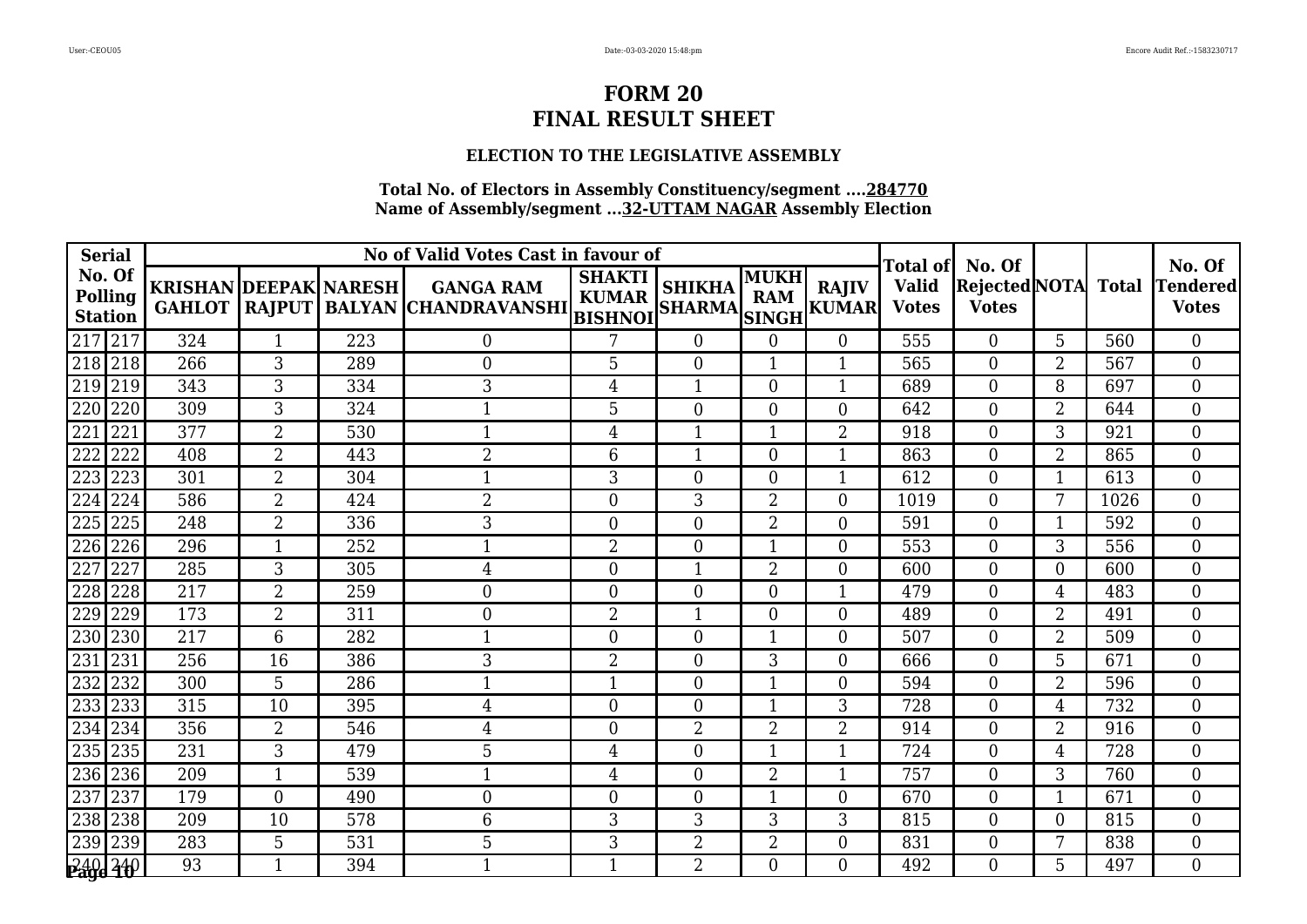# FORM 20
# FINAL RESULT SHEET

### ELECTION TO THE LEGISLATIVE ASSEMBLY

**Total No. of Electors in Assembly Constituency/segment ....284770**
**Name of Assembly/segment ...32-UTTAM NAGAR Assembly Election**

| Serial No. Of Polling Station | | KRISHAN GAHLOT | DEEPAK RAJPUT | NARESH BALYAN | GANGA RAM CHANDRAVANSHI | SHAKTI KUMAR BISHNOI | SHIKHA SHARMA | MUKH RAM SINGH | RAJIV KUMAR | Total of Valid Votes | No. Of Rejected Votes | NOTA | Total | No. Of Tendered Votes |
|---|---|---|---|---|---|---|---|---|---|---|---|---|---|---|
| 217 | 217 | 324 | 1 | 223 | 0 | 7 | 0 | 0 | 0 | 555 | 0 | 5 | 560 | 0 |
| 218 | 218 | 266 | 3 | 289 | 0 | 5 | 0 | 1 | 1 | 565 | 0 | 2 | 567 | 0 |
| 219 | 219 | 343 | 3 | 334 | 3 | 4 | 1 | 0 | 1 | 689 | 0 | 8 | 697 | 0 |
| 220 | 220 | 309 | 3 | 324 | 1 | 5 | 0 | 0 | 0 | 642 | 0 | 2 | 644 | 0 |
| 221 | 221 | 377 | 2 | 530 | 1 | 4 | 1 | 1 | 2 | 918 | 0 | 3 | 921 | 0 |
| 222 | 222 | 408 | 2 | 443 | 2 | 6 | 1 | 0 | 1 | 863 | 0 | 2 | 865 | 0 |
| 223 | 223 | 301 | 2 | 304 | 1 | 3 | 0 | 0 | 1 | 612 | 0 | 1 | 613 | 0 |
| 224 | 224 | 586 | 2 | 424 | 2 | 0 | 3 | 2 | 0 | 1019 | 0 | 7 | 1026 | 0 |
| 225 | 225 | 248 | 2 | 336 | 3 | 0 | 0 | 2 | 0 | 591 | 0 | 1 | 592 | 0 |
| 226 | 226 | 296 | 1 | 252 | 1 | 2 | 0 | 1 | 0 | 553 | 0 | 3 | 556 | 0 |
| 227 | 227 | 285 | 3 | 305 | 4 | 0 | 1 | 2 | 0 | 600 | 0 | 0 | 600 | 0 |
| 228 | 228 | 217 | 2 | 259 | 0 | 0 | 0 | 0 | 1 | 479 | 0 | 4 | 483 | 0 |
| 229 | 229 | 173 | 2 | 311 | 0 | 2 | 1 | 0 | 0 | 489 | 0 | 2 | 491 | 0 |
| 230 | 230 | 217 | 6 | 282 | 1 | 0 | 0 | 1 | 0 | 507 | 0 | 2 | 509 | 0 |
| 231 | 231 | 256 | 16 | 386 | 3 | 2 | 0 | 3 | 0 | 666 | 0 | 5 | 671 | 0 |
| 232 | 232 | 300 | 5 | 286 | 1 | 1 | 0 | 1 | 0 | 594 | 0 | 2 | 596 | 0 |
| 233 | 233 | 315 | 10 | 395 | 4 | 0 | 0 | 1 | 3 | 728 | 0 | 4 | 732 | 0 |
| 234 | 234 | 356 | 2 | 546 | 4 | 0 | 2 | 2 | 2 | 914 | 0 | 2 | 916 | 0 |
| 235 | 235 | 231 | 3 | 479 | 5 | 4 | 0 | 1 | 1 | 724 | 0 | 4 | 728 | 0 |
| 236 | 236 | 209 | 1 | 539 | 1 | 4 | 0 | 2 | 1 | 757 | 0 | 3 | 760 | 0 |
| 237 | 237 | 179 | 0 | 490 | 0 | 0 | 0 | 1 | 0 | 670 | 0 | 1 | 671 | 0 |
| 238 | 238 | 209 | 10 | 578 | 6 | 3 | 3 | 3 | 3 | 815 | 0 | 0 | 815 | 0 |
| 239 | 239 | 283 | 5 | 531 | 5 | 3 | 2 | 2 | 0 | 831 | 0 | 7 | 838 | 0 |
| 240 | 240 | 93 | 1 | 394 | 1 | 1 | 2 | 0 | 0 | 492 | 0 | 5 | 497 | 0 |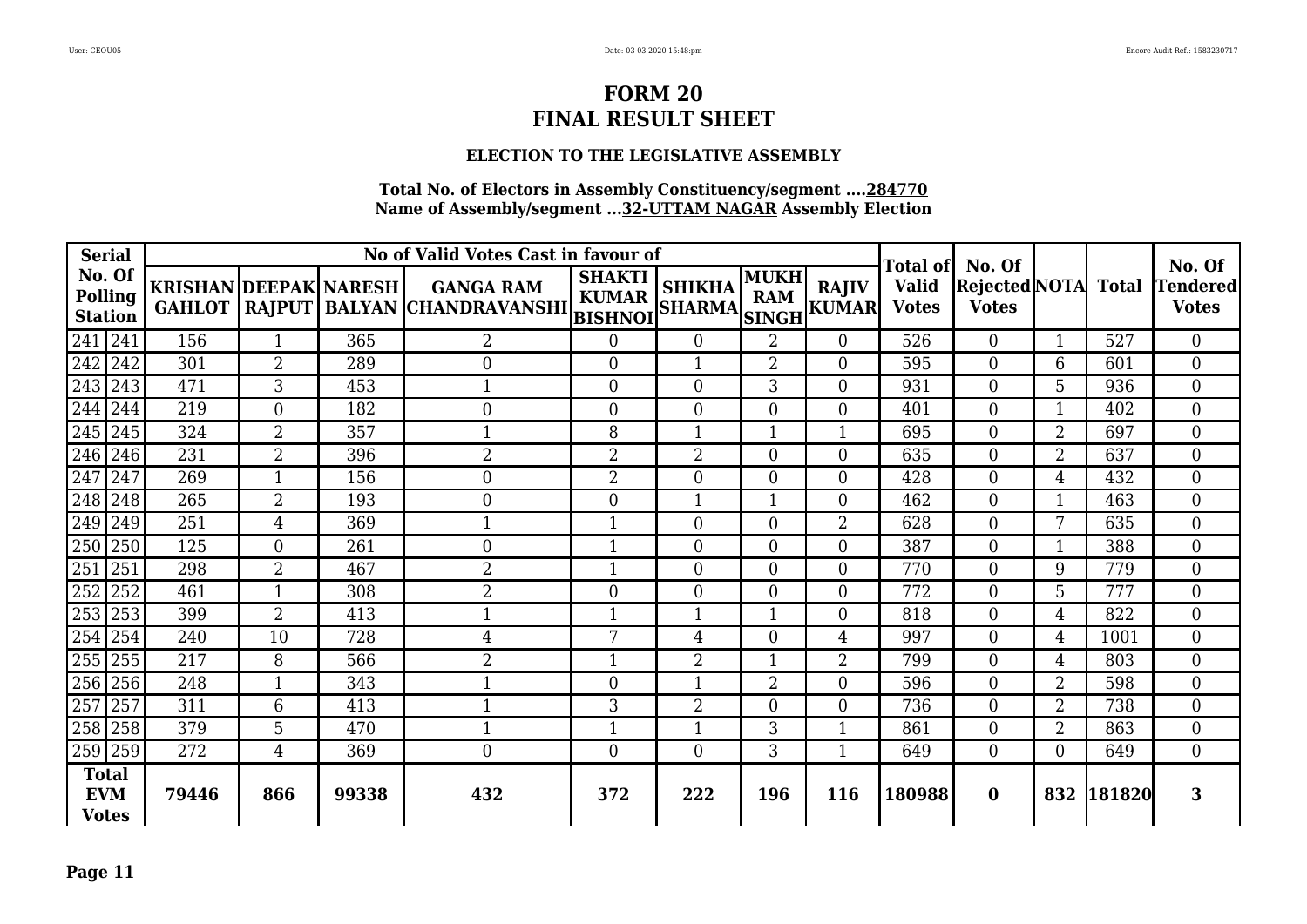# FORM 20
# FINAL RESULT SHEET

### ELECTION TO THE LEGISLATIVE ASSEMBLY

**Total No. of Electors in Assembly Constituency/segment ....284770**
**Name of Assembly/segment ...32-UTTAM NAGAR Assembly Election**

| Serial No. Of Polling Station | | No of Valid Votes Cast in favour of | | | | | | | | Total of Valid Votes | No. Of Rejected Votes | NOTA | Total | No. Of Tendered Votes |
|---|---|---|---|---|---|---|---|---|---|---|---|---|---|---|
| | | KRISHAN GAHLOT | DEEPAK RAJPUT | NARESH BALYAN | GANGA RAM CHANDRAVANSHI | SHAKTI KUMAR BISHNOI | SHIKHA SHARMA | MUKH RAM SINGH | RAJIV KUMAR | | | | | |
| 241 | 241 | 156 | 1 | 365 | 2 | 0 | 0 | 2 | 0 | 526 | 0 | 1 | 527 | 0 |
| 242 | 242 | 301 | 2 | 289 | 0 | 0 | 1 | 2 | 0 | 595 | 0 | 6 | 601 | 0 |
| 243 | 243 | 471 | 3 | 453 | 1 | 0 | 0 | 3 | 0 | 931 | 0 | 5 | 936 | 0 |
| 244 | 244 | 219 | 0 | 182 | 0 | 0 | 0 | 0 | 0 | 401 | 0 | 1 | 402 | 0 |
| 245 | 245 | 324 | 2 | 357 | 1 | 8 | 1 | 1 | 1 | 695 | 0 | 2 | 697 | 0 |
| 246 | 246 | 231 | 2 | 396 | 2 | 2 | 2 | 0 | 0 | 635 | 0 | 2 | 637 | 0 |
| 247 | 247 | 269 | 1 | 156 | 0 | 2 | 0 | 0 | 0 | 428 | 0 | 4 | 432 | 0 |
| 248 | 248 | 265 | 2 | 193 | 0 | 0 | 1 | 1 | 0 | 462 | 0 | 1 | 463 | 0 |
| 249 | 249 | 251 | 4 | 369 | 1 | 1 | 0 | 0 | 2 | 628 | 0 | 7 | 635 | 0 |
| 250 | 250 | 125 | 0 | 261 | 0 | 1 | 0 | 0 | 0 | 387 | 0 | 1 | 388 | 0 |
| 251 | 251 | 298 | 2 | 467 | 2 | 1 | 0 | 0 | 0 | 770 | 0 | 9 | 779 | 0 |
| 252 | 252 | 461 | 1 | 308 | 2 | 0 | 0 | 0 | 0 | 772 | 0 | 5 | 777 | 0 |
| 253 | 253 | 399 | 2 | 413 | 1 | 1 | 1 | 1 | 0 | 818 | 0 | 4 | 822 | 0 |
| 254 | 254 | 240 | 10 | 728 | 4 | 7 | 4 | 0 | 4 | 997 | 0 | 4 | 1001 | 0 |
| 255 | 255 | 217 | 8 | 566 | 2 | 1 | 2 | 1 | 2 | 799 | 0 | 4 | 803 | 0 |
| 256 | 256 | 248 | 1 | 343 | 1 | 0 | 1 | 2 | 0 | 596 | 0 | 2 | 598 | 0 |
| 257 | 257 | 311 | 6 | 413 | 1 | 3 | 2 | 0 | 0 | 736 | 0 | 2 | 738 | 0 |
| 258 | 258 | 379 | 5 | 470 | 1 | 1 | 1 | 3 | 1 | 861 | 0 | 2 | 863 | 0 |
| 259 | 259 | 272 | 4 | 369 | 0 | 0 | 0 | 3 | 1 | 649 | 0 | 0 | 649 | 0 |
| **Total EVM Votes** | | **79446** | **866** | **99338** | **432** | **372** | **222** | **196** | **116** | **180988** | **0** | **832** | **181820** | **3** |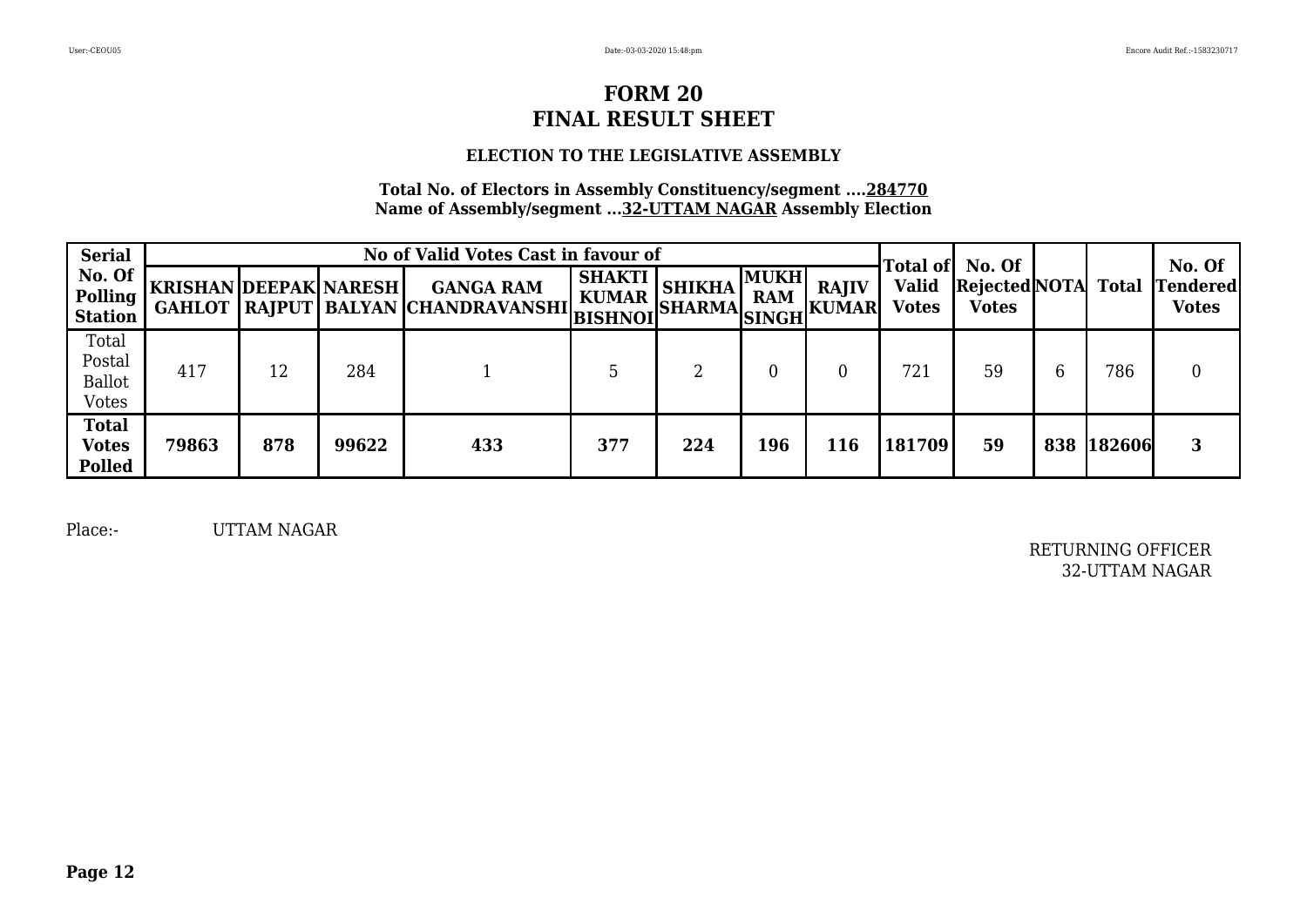# FORM 20
# FINAL RESULT SHEET

### ELECTION TO THE LEGISLATIVE ASSEMBLY

**Total No. of Electors in Assembly Constituency/segment ....284770**
**Name of Assembly/segment ...32-UTTAM NAGAR Assembly Election**

| Serial No. Of Polling Station | No of Valid Votes Cast in favour of | | | | | | | | Total of Valid Votes | No. Of Rejected Votes | NOTA | Total | No. Of Tendered Votes |
|---|---|---|---|---|---|---|---|---|---|---|---|---|---|
| | KRISHAN GAHLOT | DEEPAK RAJPUT | NARESH BALYAN | GANGA RAM CHANDRAVANSHI | SHAKTI KUMAR BISHNOI | SHIKHA SHARMA | MUKH RAM SINGH | RAJIV KUMAR | | | | | |
| Total Postal Ballot Votes | 417 | 12 | 284 | 1 | 5 | 2 | 0 | 0 | 721 | 59 | 6 | 786 | 0 |
| **Total Votes Polled** | **79863** | **878** | **99622** | **433** | **377** | **224** | **196** | **116** | **181709** | **59** | **838** | **182606** | **3** |

Place:- UTTAM NAGAR

RETURNING OFFICER
32-UTTAM NAGAR